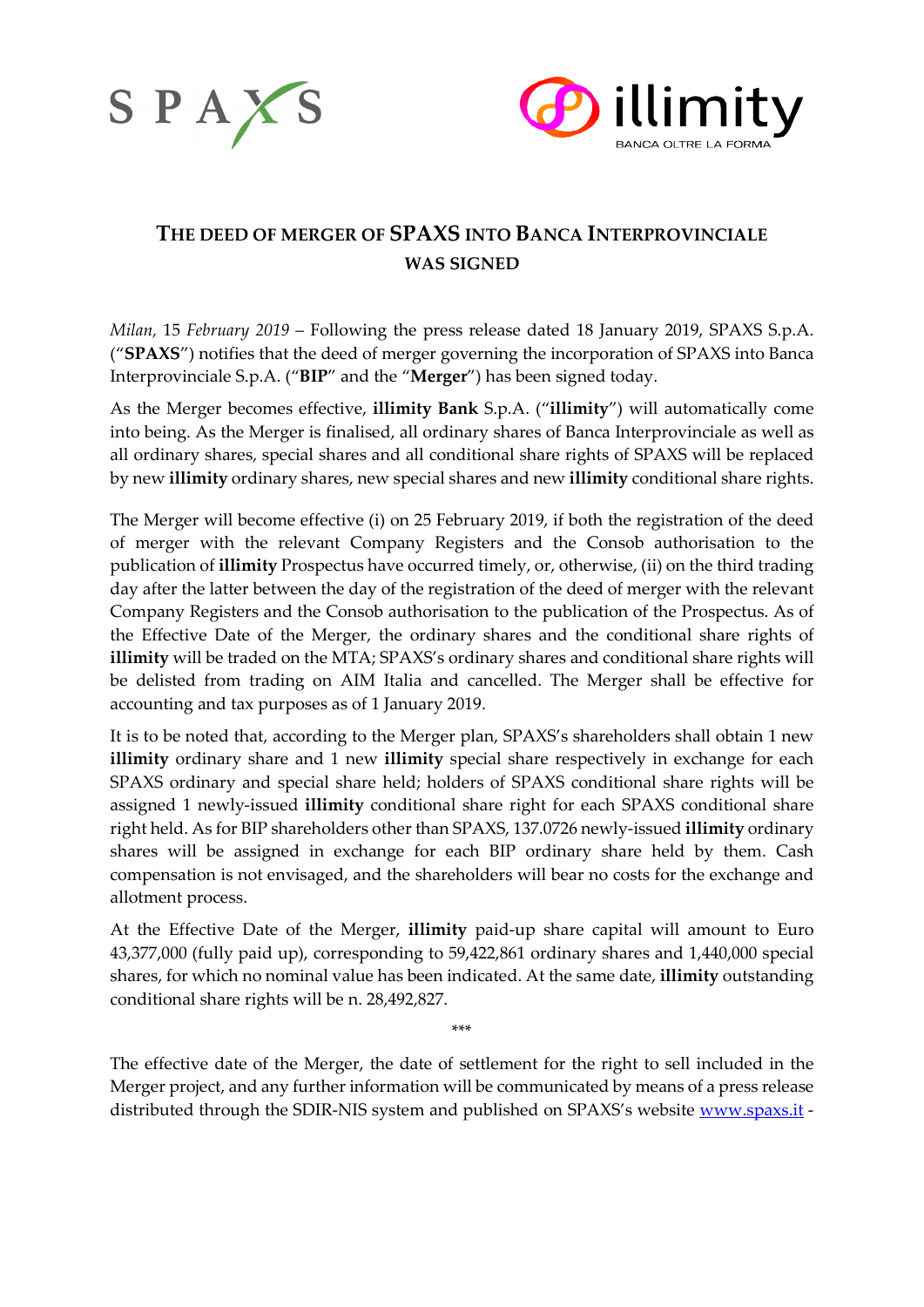# THE DEED OF MERGER OF SPAXS INTO BANCA INTERPROVINCIALE WAS SIGNED

*Milan,* 15 *February 2019* – Following the press release dated 18 January 2019, SPAXS S.p.A. ("**SPAXS**") notifies that the deed of merger governing the incorporation of SPAXS into Banca Interprovinciale S.p.A. ("**BIP**" and the "**Merger**") has been signed today.

As the Merger becomes effective, **illimity Bank** S.p.A. ("**illimity**") will automatically come into being. As the Merger is finalised, all ordinary shares of Banca Interprovinciale as well as all ordinary shares, special shares and all conditional share rights of SPAXS will be replaced by new **illimity** ordinary shares, new special shares and new **illimity** conditional share rights.

The Merger will become effective (i) on 25 February 2019, if both the registration of the deed of merger with the relevant Company Registers and the Consob authorisation to the publication of **illimity** Prospectus have occurred timely, or, otherwise, (ii) on the third trading day after the latter between the day of the registration of the deed of merger with the relevant Company Registers and the Consob authorisation to the publication of the Prospectus. As of the Effective Date of the Merger, the ordinary shares and the conditional share rights of **illimity** will be traded on the MTA; SPAXS's ordinary shares and conditional share rights will be delisted from trading on AIM Italia and cancelled. The Merger shall be effective for accounting and tax purposes as of 1 January 2019.

It is to be noted that, according to the Merger plan, SPAXS's shareholders shall obtain 1 new **illimity** ordinary share and 1 new **illimity** special share respectively in exchange for each SPAXS ordinary and special share held; holders of SPAXS conditional share rights will be assigned 1 newly-issued **illimity** conditional share right for each SPAXS conditional share right held. As for BIP shareholders other than SPAXS, 137.0726 newly-issued **illimity** ordinary shares will be assigned in exchange for each BIP ordinary share held by them. Cash compensation is not envisaged, and the shareholders will bear no costs for the exchange and allotment process.

At the Effective Date of the Merger, **illimity** paid-up share capital will amount to Euro 43,377,000 (fully paid up), corresponding to 59,422,861 ordinary shares and 1,440,000 special shares, for which no nominal value has been indicated. At the same date, **illimity** outstanding conditional share rights will be n. 28,492,827.

\*\*\*

The effective date of the Merger, the date of settlement for the right to sell included in the Merger project, and any further information will be communicated by means of a press release distributed through the SDIR-NIS system and published on SPAXS's website www.spaxs.it -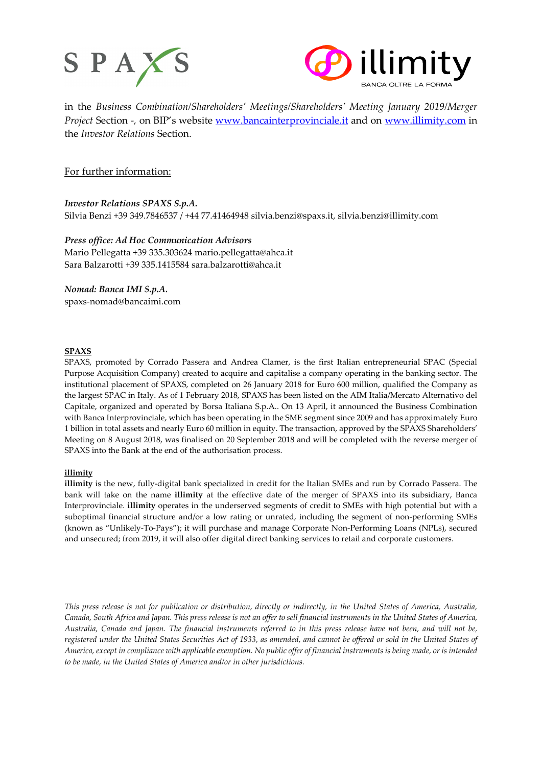in the *Business Combination/Shareholders' Meetings/Shareholders' Meeting January 2019/Merger Project* Section -, on BIP's website [www.bancainterprovinciale.it](http://www.bancainterprovinciale.it) and on [www.illimity.com](http://www.illimity.com) in the *Investor Relations* Section.

For further information:

***Investor Relations SPAXS S.p.A.***
Silvia Benzi +39 349.7846537 / +44 77.41464948 silvia.benzi@spaxs.it, silvia.benzi@illimity.com

***Press office: Ad Hoc Communication Advisors***
Mario Pellegatta +39 335.303624 mario.pellegatta@ahca.it
Sara Balzarotti +39 335.1415584 sara.balzarotti@ahca.it

***Nomad: Banca IMI S.p.A.***
spaxs-nomad@bancaimi.com

**SPAXS**

SPAXS, promoted by Corrado Passera and Andrea Clamer, is the first Italian entrepreneurial SPAC (Special Purpose Acquisition Company) created to acquire and capitalise a company operating in the banking sector. The institutional placement of SPAXS, completed on 26 January 2018 for Euro 600 million, qualified the Company as the largest SPAC in Italy. As of 1 February 2018, SPAXS has been listed on the AIM Italia/Mercato Alternativo del Capitale, organized and operated by Borsa Italiana S.p.A.. On 13 April, it announced the Business Combination with Banca Interprovinciale, which has been operating in the SME segment since 2009 and has approximately Euro 1 billion in total assets and nearly Euro 60 million in equity. The transaction, approved by the SPAXS Shareholders' Meeting on 8 August 2018, was finalised on 20 September 2018 and will be completed with the reverse merger of SPAXS into the Bank at the end of the authorisation process.

**illimity**

**illimity** is the new, fully-digital bank specialized in credit for the Italian SMEs and run by Corrado Passera. The bank will take on the name **illimity** at the effective date of the merger of SPAXS into its subsidiary, Banca Interprovinciale. **illimity** operates in the underserved segments of credit to SMEs with high potential but with a suboptimal financial structure and/or a low rating or unrated, including the segment of non-performing SMEs (known as "Unlikely-To-Pays"); it will purchase and manage Corporate Non-Performing Loans (NPLs), secured and unsecured; from 2019, it will also offer digital direct banking services to retail and corporate customers.

*This press release is not for publication or distribution, directly or indirectly, in the United States of America, Australia, Canada, South Africa and Japan. This press release is not an offer to sell financial instruments in the United States of America, Australia, Canada and Japan. The financial instruments referred to in this press release have not been, and will not be, registered under the United States Securities Act of 1933, as amended, and cannot be offered or sold in the United States of America, except in compliance with applicable exemption. No public offer of financial instruments is being made, or is intended to be made, in the United States of America and/or in other jurisdictions.*